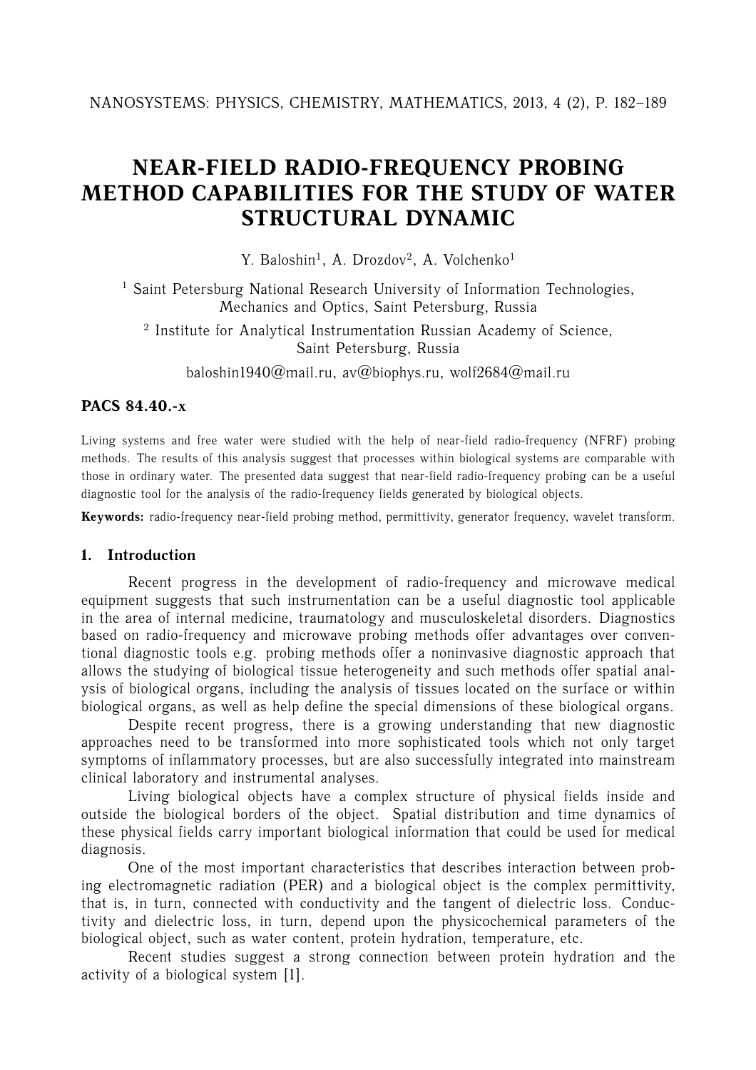# NEAR-FIELD RADIO-FREQUENCY PROBING METHOD CAPABILITIES FOR THE STUDY OF WATER STRUCTURAL DYNAMIC

Y. Baloshin[1], A. Drozdov[2], A. Volchenko[1]

[1] Saint Petersburg National Research University of Information Technologies, Mechanics and Optics, Saint Petersburg, Russia

[2] Institute for Analytical Instrumentation Russian Academy of Science, Saint Petersburg, Russia

baloshin1940@mail.ru, av@biophys.ru, wolf2684@mail.ru

**PACS 84.40.-x**

Living systems and free water were studied with the help of near-field radio-frequency (NFRF) probing methods. The results of this analysis suggest that processes within biological systems are comparable with those in ordinary water. The presented data suggest that near-field radio-frequency probing can be a useful diagnostic tool for the analysis of the radio-frequency fields generated by biological objects.

**Keywords:** radio-frequency near-field probing method, permittivity, generator frequency, wavelet transform.

## 1. Introduction

Recent progress in the development of radio-frequency and microwave medical equipment suggests that such instrumentation can be a useful diagnostic tool applicable in the area of internal medicine, traumatology and musculoskeletal disorders. Diagnostics based on radio-frequency and microwave probing methods offer advantages over conventional diagnostic tools e.g. probing methods offer a noninvasive diagnostic approach that allows the studying of biological tissue heterogeneity and such methods offer spatial analysis of biological organs, including the analysis of tissues located on the surface or within biological organs, as well as help define the special dimensions of these biological organs.

Despite recent progress, there is a growing understanding that new diagnostic approaches need to be transformed into more sophisticated tools which not only target symptoms of inflammatory processes, but are also successfully integrated into mainstream clinical laboratory and instrumental analyses.

Living biological objects have a complex structure of physical fields inside and outside the biological borders of the object. Spatial distribution and time dynamics of these physical fields carry important biological information that could be used for medical diagnosis.

One of the most important characteristics that describes interaction between probing electromagnetic radiation (PER) and a biological object is the complex permittivity, that is, in turn, connected with conductivity and the tangent of dielectric loss. Conductivity and dielectric loss, in turn, depend upon the physicochemical parameters of the biological object, such as water content, protein hydration, temperature, etc.

Recent studies suggest a strong connection between protein hydration and the activity of a biological system [1].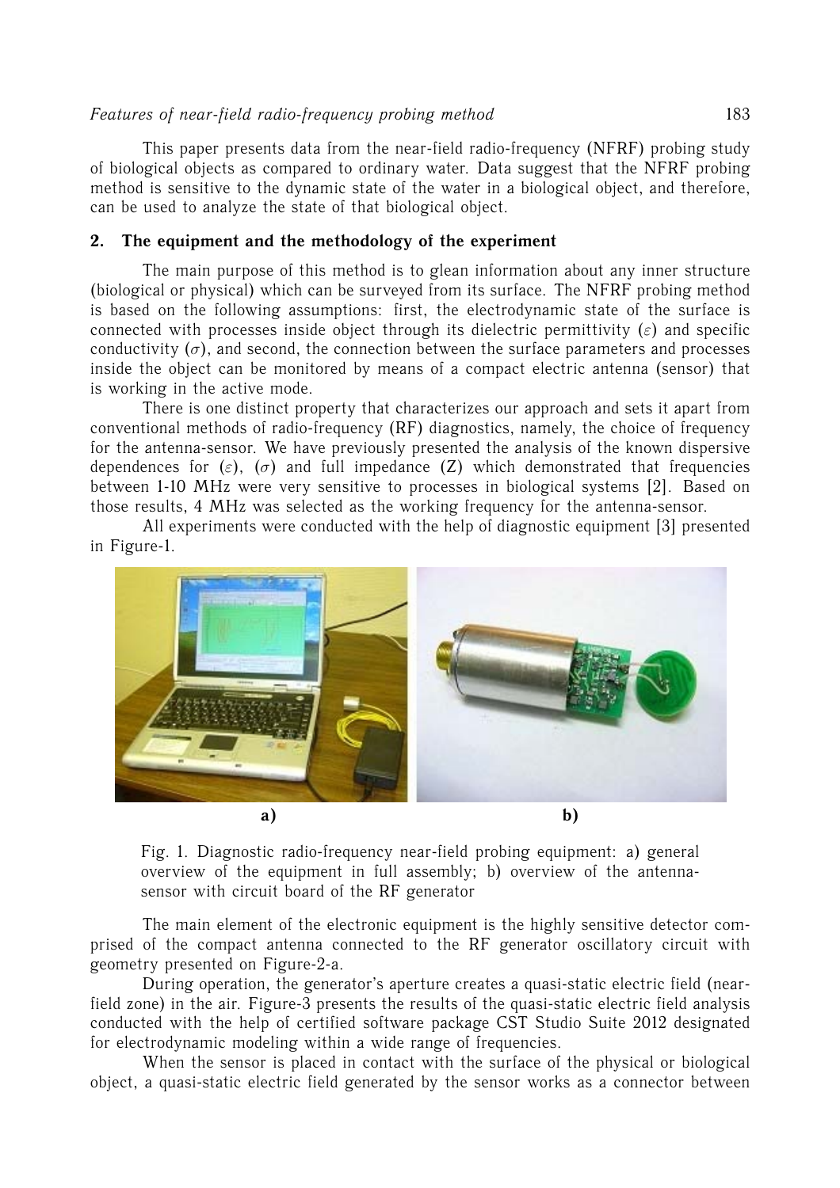This paper presents data from the near-field radio-frequency (NFRF) probing study of biological objects as compared to ordinary water. Data suggest that the NFRF probing method is sensitive to the dynamic state of the water in a biological object, and therefore, can be used to analyze the state of that biological object.

## 2. The equipment and the methodology of the experiment

The main purpose of this method is to glean information about any inner structure (biological or physical) which can be surveyed from its surface. The NFRF probing method is based on the following assumptions: first, the electrodynamic state of the surface is connected with processes inside object through its dielectric permittivity ($\varepsilon$) and specific conductivity ($\sigma$), and second, the connection between the surface parameters and processes inside the object can be monitored by means of a compact electric antenna (sensor) that is working in the active mode.

There is one distinct property that characterizes our approach and sets it apart from conventional methods of radio-frequency (RF) diagnostics, namely, the choice of frequency for the antenna-sensor. We have previously presented the analysis of the known dispersive dependences for ($\varepsilon$), ($\sigma$) and full impedance (Z) which demonstrated that frequencies between 1-10 MHz were very sensitive to processes in biological systems [2]. Based on those results, 4 MHz was selected as the working frequency for the antenna-sensor.

All experiments were conducted with the help of diagnostic equipment [3] presented in Figure-1.

**a)** **b)**

Fig. 1. Diagnostic radio-frequency near-field probing equipment: a) general overview of the equipment in full assembly; b) overview of the antenna-sensor with circuit board of the RF generator

The main element of the electronic equipment is the highly sensitive detector comprised of the compact antenna connected to the RF generator oscillatory circuit with geometry presented on Figure-2-a.

During operation, the generator's aperture creates a quasi-static electric field (near-field zone) in the air. Figure-3 presents the results of the quasi-static electric field analysis conducted with the help of certified software package CST Studio Suite 2012 designated for electrodynamic modeling within a wide range of frequencies.

When the sensor is placed in contact with the surface of the physical or biological object, a quasi-static electric field generated by the sensor works as a connector between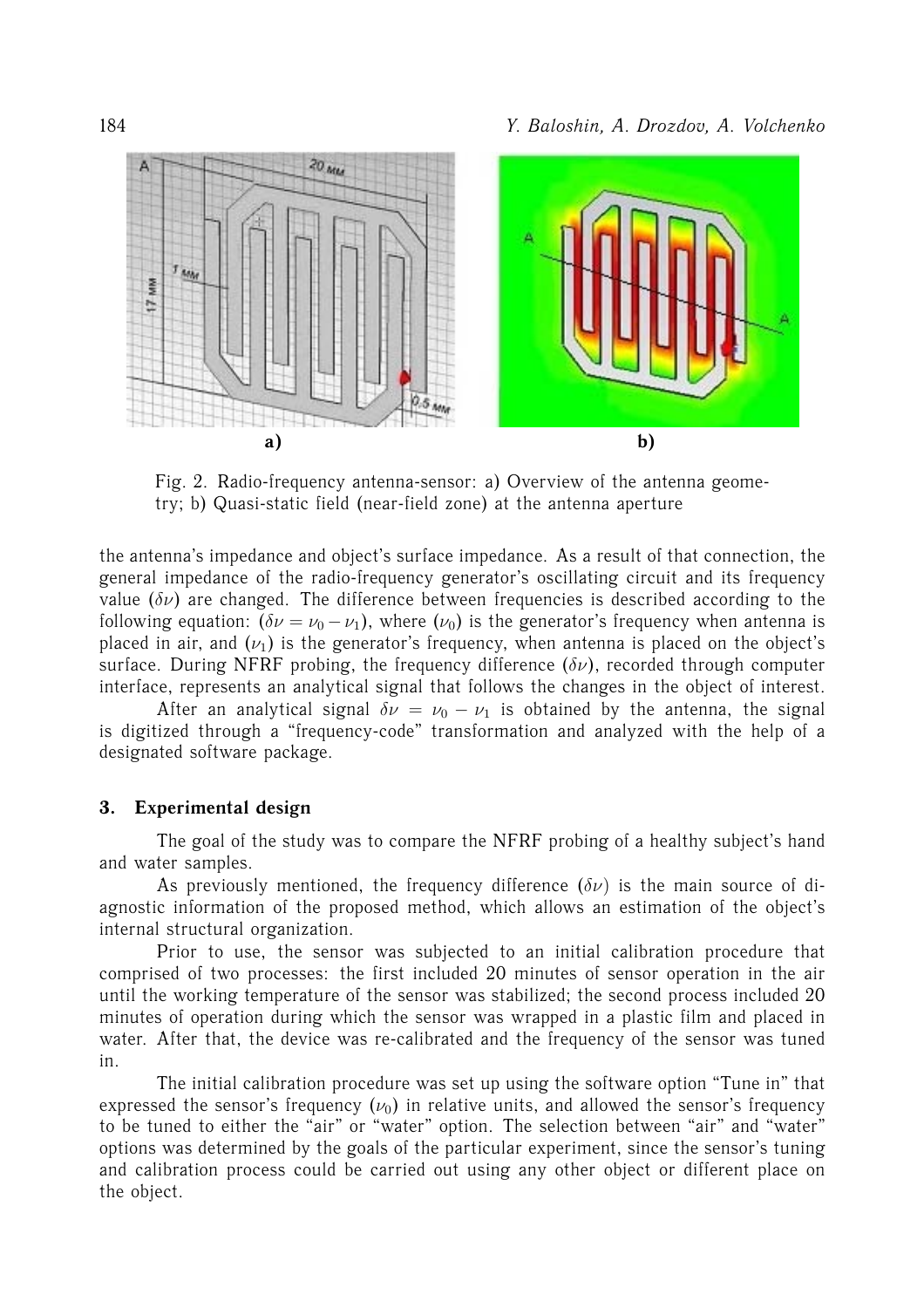Fig. 2. Radio-frequency antenna-sensor: a) Overview of the antenna geometry; b) Quasi-static field (near-field zone) at the antenna aperture

the antenna's impedance and object's surface impedance. As a result of that connection, the general impedance of the radio-frequency generator's oscillating circuit and its frequency value ($\delta\nu$) are changed. The difference between frequencies is described according to the following equation: ($\delta\nu = \nu_0 - \nu_1$), where ($\nu_0$) is the generator's frequency when antenna is placed in air, and ($\nu_1$) is the generator's frequency, when antenna is placed on the object's surface. During NFRF probing, the frequency difference ($\delta\nu$), recorded through computer interface, represents an analytical signal that follows the changes in the object of interest.

After an analytical signal $\delta\nu = \nu_0 - \nu_1$ is obtained by the antenna, the signal is digitized through a "frequency-code" transformation and analyzed with the help of a designated software package.

## 3. Experimental design

The goal of the study was to compare the NFRF probing of a healthy subject's hand and water samples.

As previously mentioned, the frequency difference ($\delta\nu$) is the main source of diagnostic information of the proposed method, which allows an estimation of the object's internal structural organization.

Prior to use, the sensor was subjected to an initial calibration procedure that comprised of two processes: the first included 20 minutes of sensor operation in the air until the working temperature of the sensor was stabilized; the second process included 20 minutes of operation during which the sensor was wrapped in a plastic film and placed in water. After that, the device was re-calibrated and the frequency of the sensor was tuned in.

The initial calibration procedure was set up using the software option "Tune in" that expressed the sensor's frequency ($\nu_0$) in relative units, and allowed the sensor's frequency to be tuned to either the "air" or "water" option. The selection between "air" and "water" options was determined by the goals of the particular experiment, since the sensor's tuning and calibration process could be carried out using any other object or different place on the object.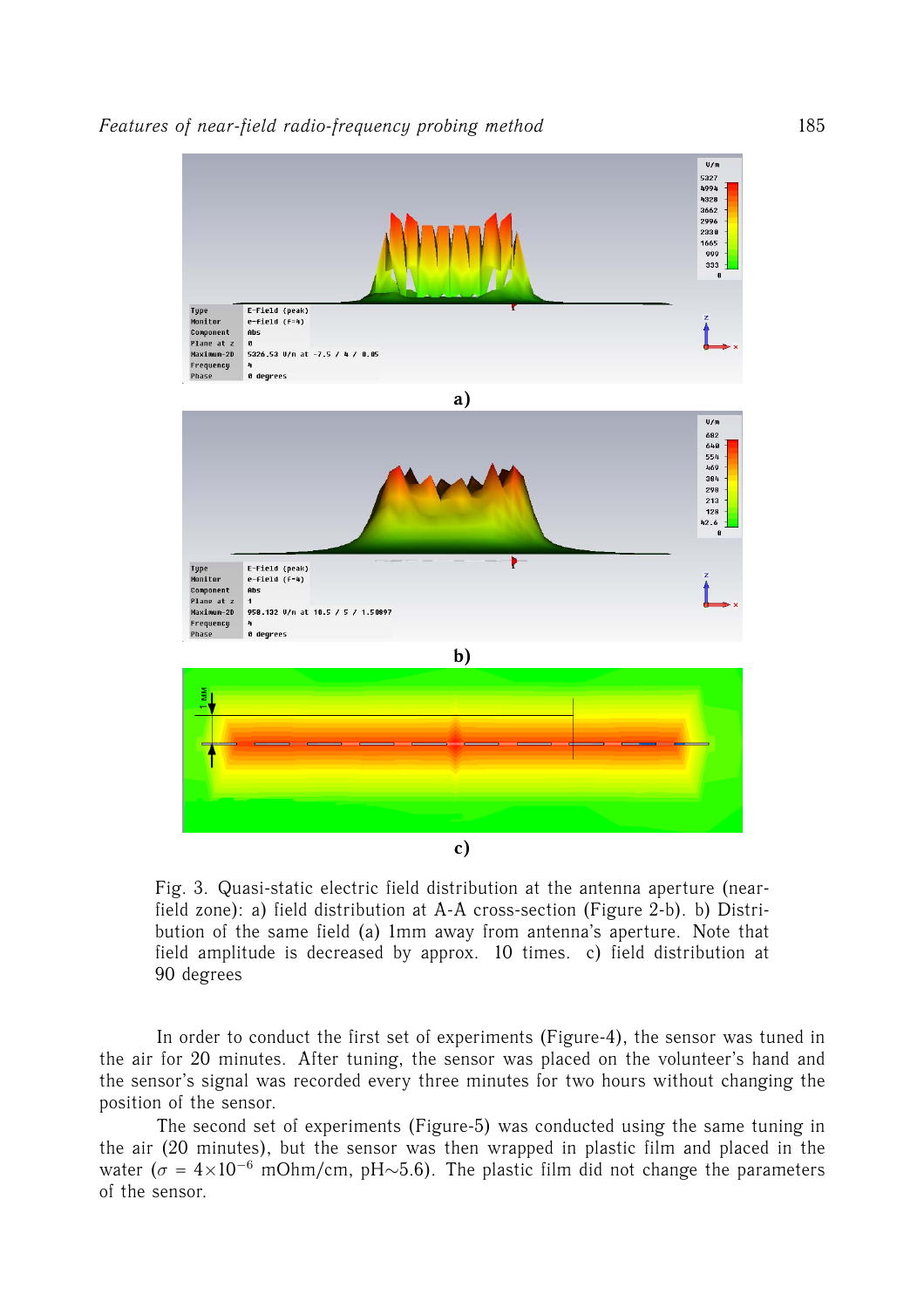a)

b)

c)

Fig. 3. Quasi-static electric field distribution at the antenna aperture (near-field zone): a) field distribution at A-A cross-section (Figure 2-b). b) Distribution of the same field (a) 1mm away from antenna's aperture. Note that field amplitude is decreased by approx. 10 times. c) field distribution at 90 degrees

In order to conduct the first set of experiments (Figure-4), the sensor was tuned in the air for 20 minutes. After tuning, the sensor was placed on the volunteer's hand and the sensor's signal was recorded every three minutes for two hours without changing the position of the sensor.

The second set of experiments (Figure-5) was conducted using the same tuning in the air (20 minutes), but the sensor was then wrapped in plastic film and placed in the water ($\sigma = 4 \times 10^{-6}$ mOhm/cm, pH$\sim$5.6). The plastic film did not change the parameters of the sensor.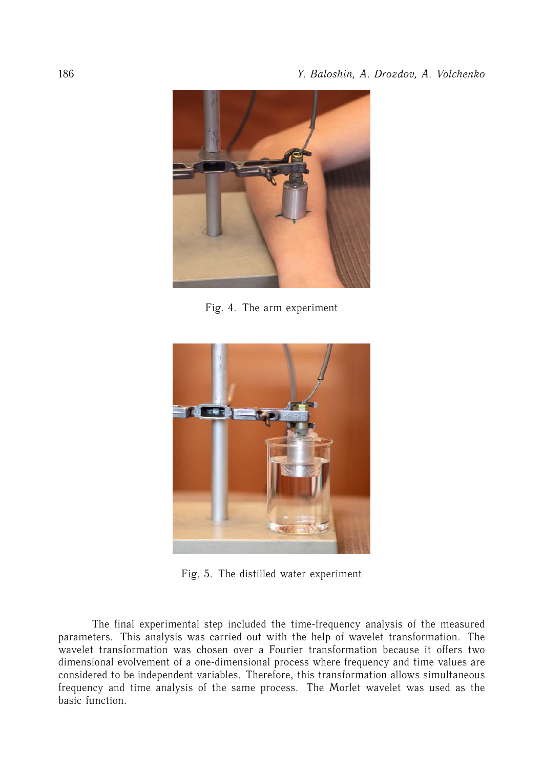Fig. 4. The arm experiment

Fig. 5. The distilled water experiment

The final experimental step included the time-frequency analysis of the measured parameters. This analysis was carried out with the help of wavelet transformation. The wavelet transformation was chosen over a Fourier transformation because it offers two dimensional evolvement of a one-dimensional process where frequency and time values are considered to be independent variables. Therefore, this transformation allows simultaneous frequency and time analysis of the same process. The Morlet wavelet was used as the basic function.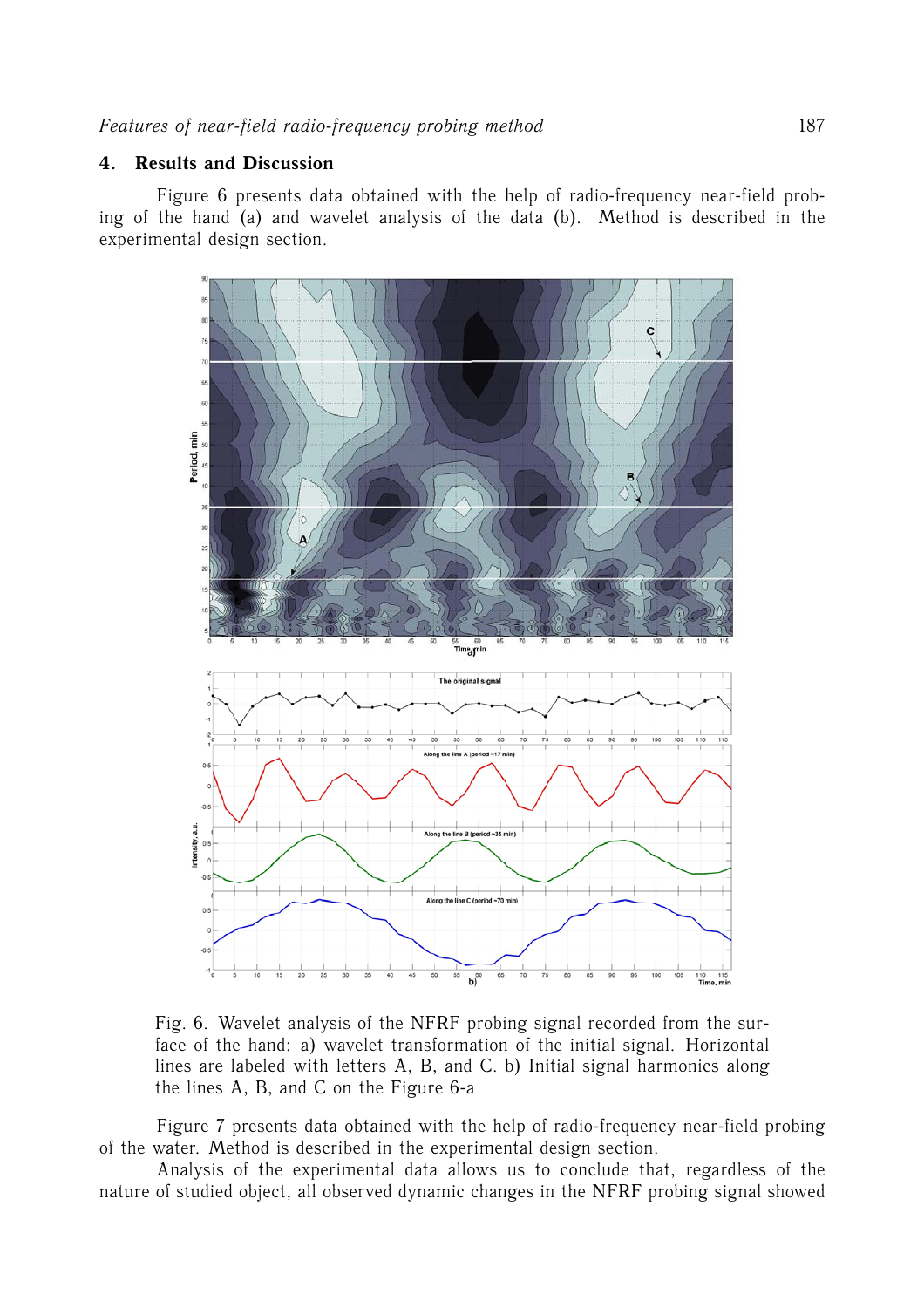## 4. Results and Discussion

Figure 6 presents data obtained with the help of radio-frequency near-field probing of the hand (a) and wavelet analysis of the data (b). Method is described in the experimental design section.

Fig. 6. Wavelet analysis of the NFRF probing signal recorded from the surface of the hand: a) wavelet transformation of the initial signal. Horizontal lines are labeled with letters A, B, and C. b) Initial signal harmonics along the lines A, B, and C on the Figure 6-a

Figure 7 presents data obtained with the help of radio-frequency near-field probing of the water. Method is described in the experimental design section.

Analysis of the experimental data allows us to conclude that, regardless of the nature of studied object, all observed dynamic changes in the NFRF probing signal showed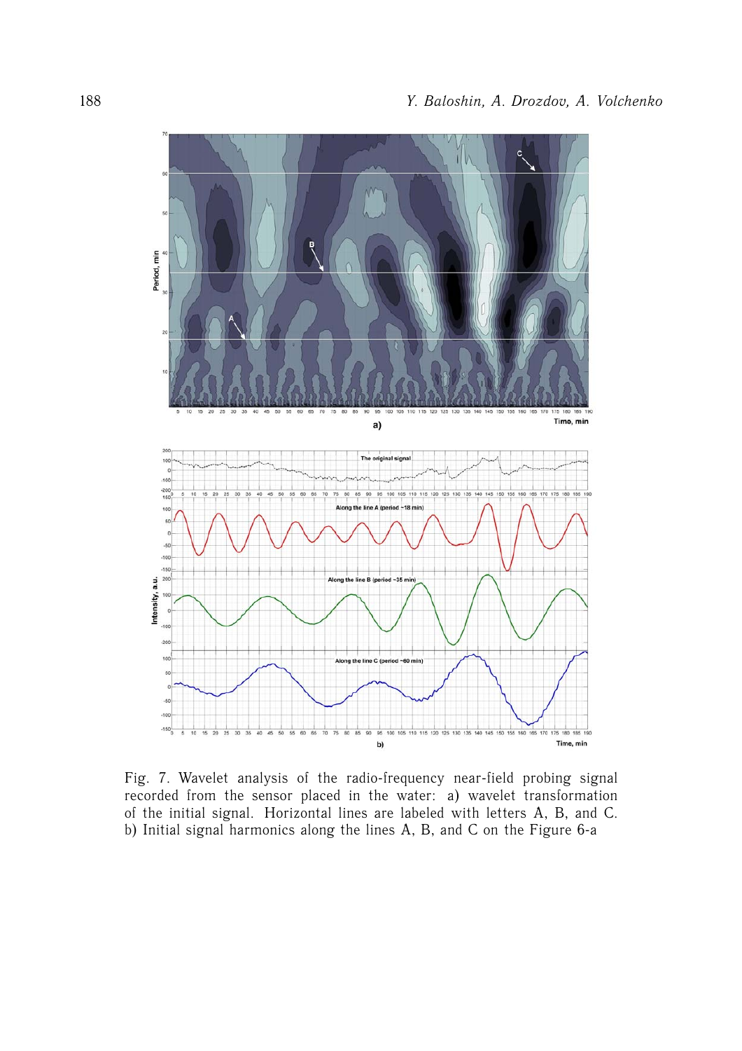Fig. 7. Wavelet analysis of the radio-frequency near-field probing signal recorded from the sensor placed in the water: a) wavelet transformation of the initial signal. Horizontal lines are labeled with letters A, B, and C. b) Initial signal harmonics along the lines A, B, and C on the Figure 6-a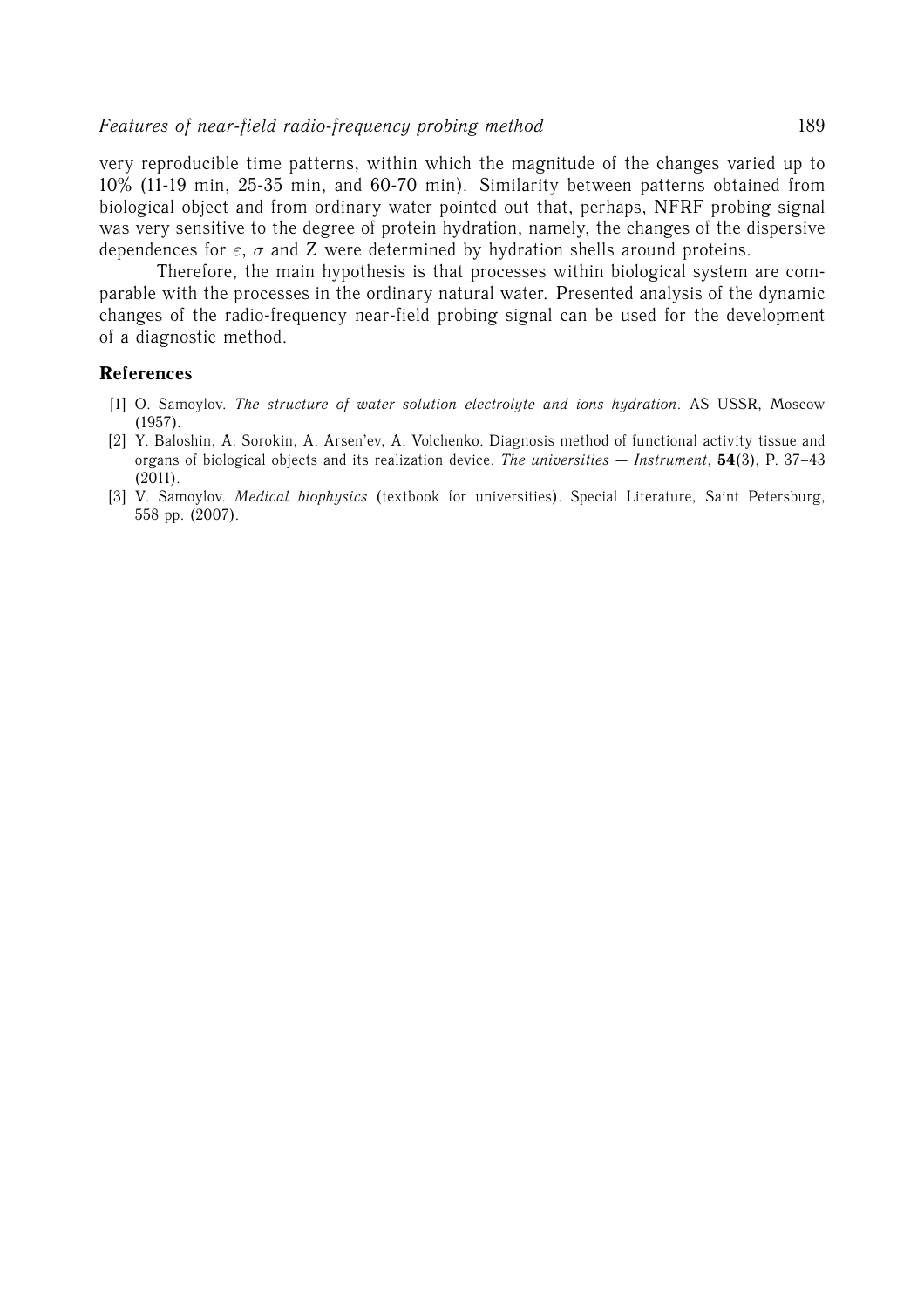very reproducible time patterns, within which the magnitude of the changes varied up to 10% (11-19 min, 25-35 min, and 60-70 min). Similarity between patterns obtained from biological object and from ordinary water pointed out that, perhaps, NFRF probing signal was very sensitive to the degree of protein hydration, namely, the changes of the dispersive dependences for $\varepsilon$, $\sigma$ and Z were determined by hydration shells around proteins.

Therefore, the main hypothesis is that processes within biological system are comparable with the processes in the ordinary natural water. Presented analysis of the dynamic changes of the radio-frequency near-field probing signal can be used for the development of a diagnostic method.

## References

[1] O. Samoylov. *The structure of water solution electrolyte and ions hydration*. AS USSR, Moscow (1957).

[2] Y. Baloshin, A. Sorokin, A. Arsen'ev, A. Volchenko. Diagnosis method of functional activity tissue and organs of biological objects and its realization device. *The universities — Instrument*, **54**(3), P. 37–43 (2011).

[3] V. Samoylov. *Medical biophysics* (textbook for universities). Special Literature, Saint Petersburg, 558 pp. (2007).